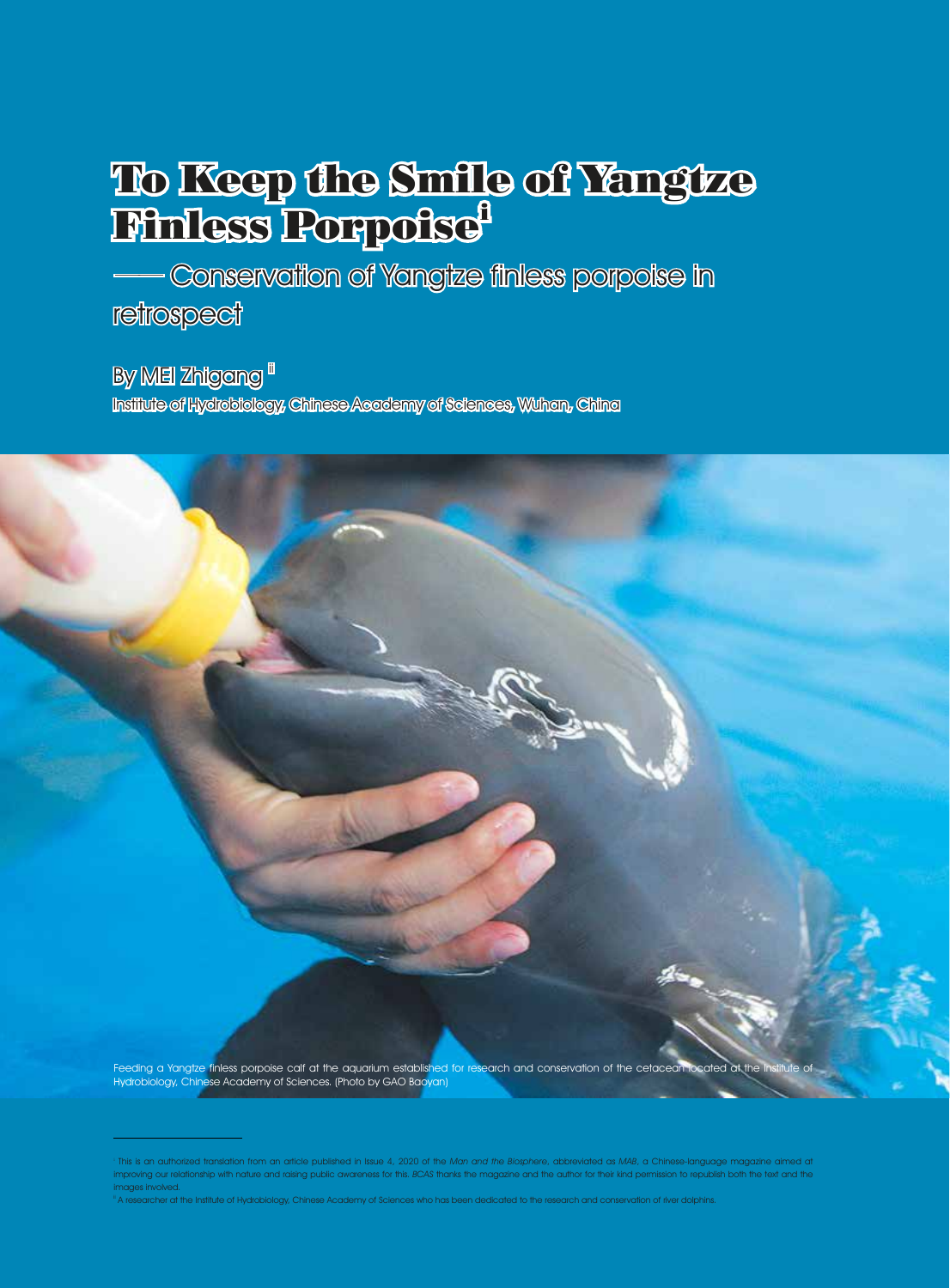# To Keep the Smile of Yangtze Finless Porpoise[i]

## —— Conservation of Yangtze finless porpoise in retrospect

By MEI Zhigang [ii]

Institute of Hydrobiology, Chinese Academy of Sciences, Wuhan, China

Feeding a Yangtze finless porpoise calf at the aquarium established for research and conservation of the cetacean located at the Institute of Hydrobiology, Chinese Academy of Sciences. (Photo by GAO Baoyan)

---

[i] This is an authorized translation from an article published in Issue 4, 2020 of the *Man and the Biosphere*, abbreviated as *MAB*, a Chinese-language magazine aimed at improving our relationship with nature and raising public awareness for this. *BCAS* thanks the magazine and the author for their kind permission to republish both the text and the images involved.

[ii] A researcher at the Institute of Hydrobiology, Chinese Academy of Sciences who has been dedicated to the research and conservation of river dolphins.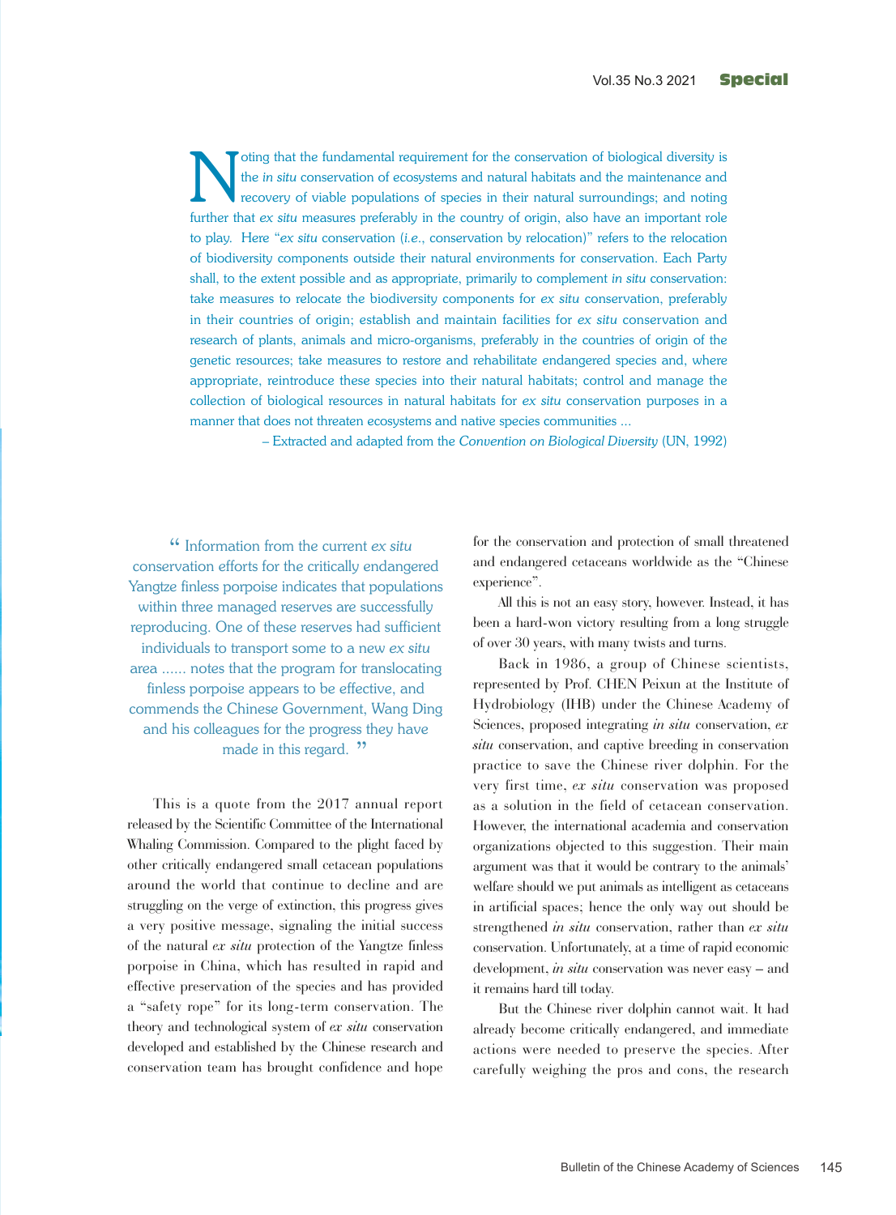Noting that the fundamental requirement for the conservation of biological diversity is the *in situ* conservation of ecosystems and natural habitats and the maintenance and recovery of viable populations of species in their natural surroundings; and noting further that *ex situ* measures preferably in the country of origin, also have an important role to play. Here "*ex situ* conservation (*i.e.*, conservation by relocation)" refers to the relocation of biodiversity components outside their natural environments for conservation. Each Party shall, to the extent possible and as appropriate, primarily to complement *in situ* conservation: take measures to relocate the biodiversity components for *ex situ* conservation, preferably in their countries of origin; establish and maintain facilities for *ex situ* conservation and research of plants, animals and micro-organisms, preferably in the countries of origin of the genetic resources; take measures to restore and rehabilitate endangered species and, where appropriate, reintroduce these species into their natural habitats; control and manage the collection of biological resources in natural habitats for *ex situ* conservation purposes in a manner that does not threaten ecosystems and native species communities ...

– Extracted and adapted from the *Convention on Biological Diversity* (UN, 1992)

> " Information from the current *ex situ* conservation efforts for the critically endangered Yangtze finless porpoise indicates that populations within three managed reserves are successfully reproducing. One of these reserves had sufficient individuals to transport some to a new *ex situ* area ...... notes that the program for translocating finless porpoise appears to be effective, and commends the Chinese Government, Wang Ding and his colleagues for the progress they have made in this regard. "

This is a quote from the 2017 annual report released by the Scientific Committee of the International Whaling Commission. Compared to the plight faced by other critically endangered small cetacean populations around the world that continue to decline and are struggling on the verge of extinction, this progress gives a very positive message, signaling the initial success of the natural *ex situ* protection of the Yangtze finless porpoise in China, which has resulted in rapid and effective preservation of the species and has provided a "safety rope" for its long-term conservation. The theory and technological system of *ex situ* conservation developed and established by the Chinese research and conservation team has brought confidence and hope for the conservation and protection of small threatened and endangered cetaceans worldwide as the "Chinese experience".

All this is not an easy story, however. Instead, it has been a hard-won victory resulting from a long struggle of over 30 years, with many twists and turns.

Back in 1986, a group of Chinese scientists, represented by Prof. CHEN Peixun at the Institute of Hydrobiology (IHB) under the Chinese Academy of Sciences, proposed integrating *in situ* conservation, *ex situ* conservation, and captive breeding in conservation practice to save the Chinese river dolphin. For the very first time, *ex situ* conservation was proposed as a solution in the field of cetacean conservation. However, the international academia and conservation organizations objected to this suggestion. Their main argument was that it would be contrary to the animals' welfare should we put animals as intelligent as cetaceans in artificial spaces; hence the only way out should be strengthened *in situ* conservation, rather than *ex situ* conservation. Unfortunately, at a time of rapid economic development, *in situ* conservation was never easy – and it remains hard till today.

But the Chinese river dolphin cannot wait. It had already become critically endangered, and immediate actions were needed to preserve the species. After carefully weighing the pros and cons, the research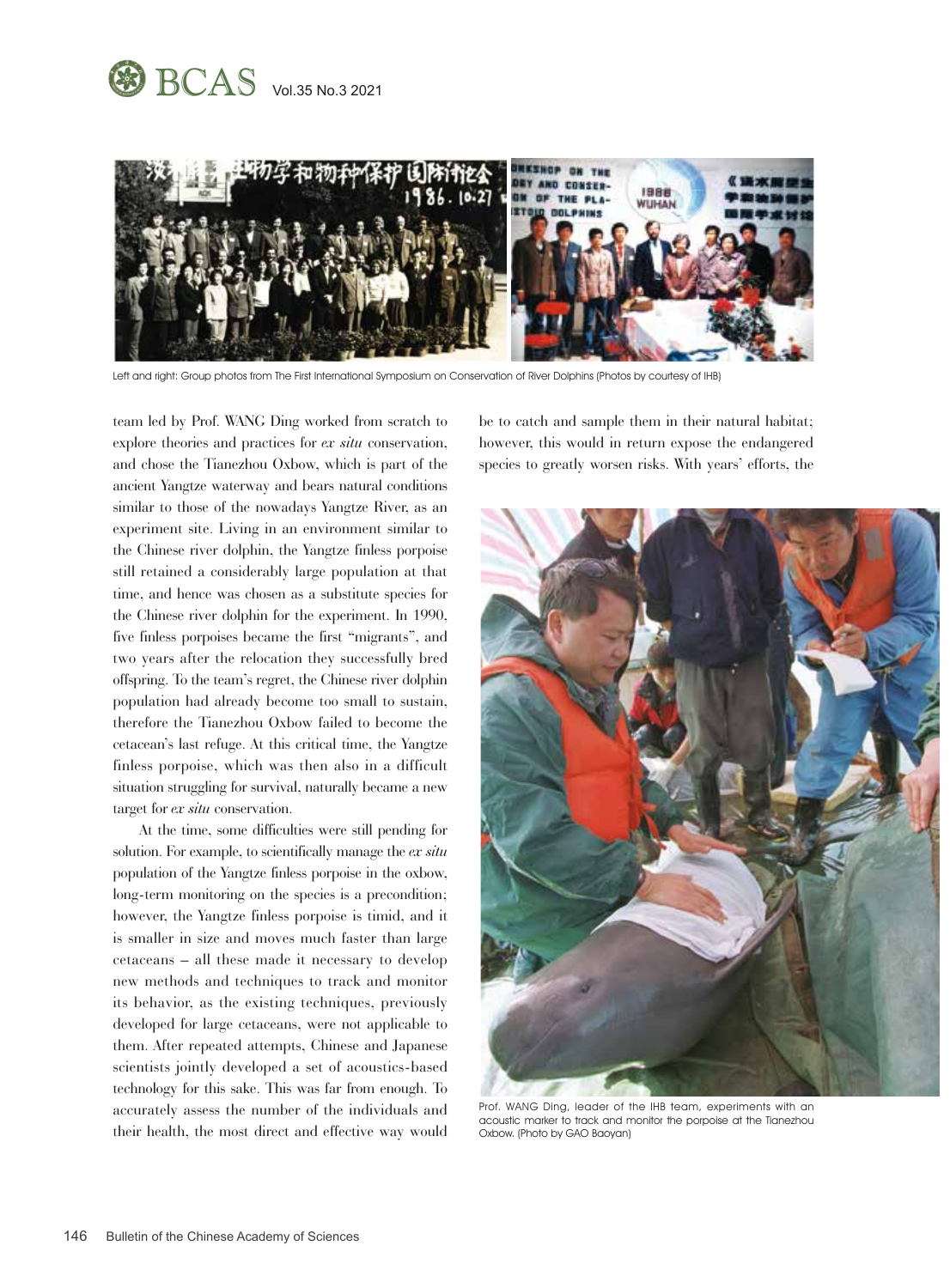Left and right: Group photos from The First International Symposium on Conservation of River Dolphins (Photos by courtesy of IHB)

team led by Prof. WANG Ding worked from scratch to explore theories and practices for *ex situ* conservation, and chose the Tianezhou Oxbow, which is part of the ancient Yangtze waterway and bears natural conditions similar to those of the nowadays Yangtze River, as an experiment site. Living in an environment similar to the Chinese river dolphin, the Yangtze finless porpoise still retained a considerably large population at that time, and hence was chosen as a substitute species for the Chinese river dolphin for the experiment. In 1990, five finless porpoises became the first "migrants", and two years after the relocation they successfully bred offspring. To the team's regret, the Chinese river dolphin population had already become too small to sustain, therefore the Tianezhou Oxbow failed to become the cetacean's last refuge. At this critical time, the Yangtze finless porpoise, which was then also in a difficult situation struggling for survival, naturally became a new target for *ex situ* conservation.

At the time, some difficulties were still pending for solution. For example, to scientifically manage the *ex situ* population of the Yangtze finless porpoise in the oxbow, long-term monitoring on the species is a precondition; however, the Yangtze finless porpoise is timid, and it is smaller in size and moves much faster than large cetaceans – all these made it necessary to develop new methods and techniques to track and monitor its behavior, as the existing techniques, previously developed for large cetaceans, were not applicable to them. After repeated attempts, Chinese and Japanese scientists jointly developed a set of acoustics-based technology for this sake. This was far from enough. To accurately assess the number of the individuals and their health, the most direct and effective way would be to catch and sample them in their natural habitat; however, this would in return expose the endangered species to greatly worsen risks. With years' efforts, the

Prof. WANG Ding, leader of the IHB team, experiments with an acoustic marker to track and monitor the porpoise at the Tianezhou Oxbow. (Photo by GAO Baoyan)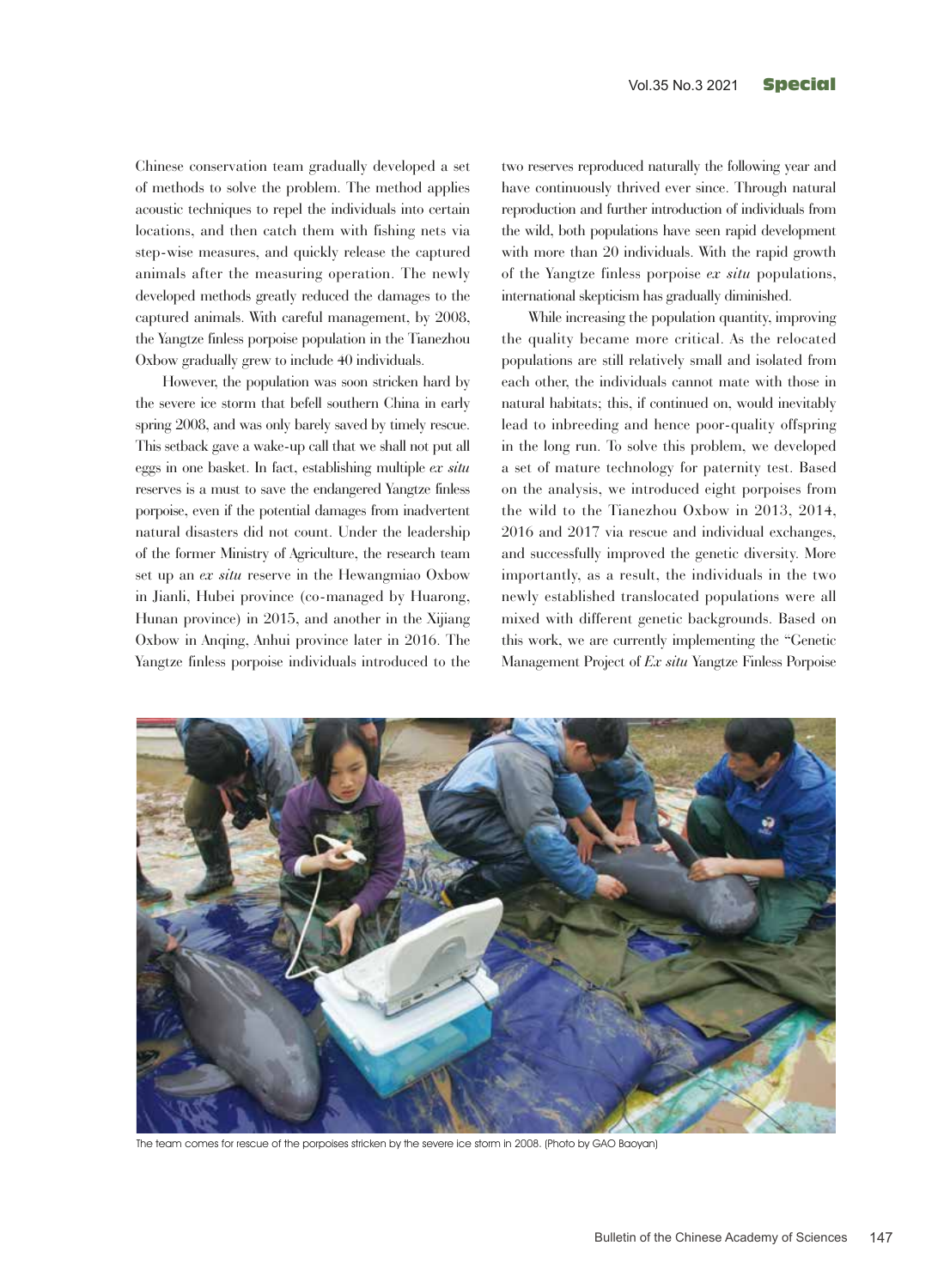Chinese conservation team gradually developed a set of methods to solve the problem. The method applies acoustic techniques to repel the individuals into certain locations, and then catch them with fishing nets via step-wise measures, and quickly release the captured animals after the measuring operation. The newly developed methods greatly reduced the damages to the captured animals. With careful management, by 2008, the Yangtze finless porpoise population in the Tianezhou Oxbow gradually grew to include 40 individuals.

However, the population was soon stricken hard by the severe ice storm that befell southern China in early spring 2008, and was only barely saved by timely rescue. This setback gave a wake-up call that we shall not put all eggs in one basket. In fact, establishing multiple *ex situ* reserves is a must to save the endangered Yangtze finless porpoise, even if the potential damages from inadvertent natural disasters did not count. Under the leadership of the former Ministry of Agriculture, the research team set up an *ex situ* reserve in the Hewangmiao Oxbow in Jianli, Hubei province (co-managed by Huarong, Hunan province) in 2015, and another in the Xijiang Oxbow in Anqing, Anhui province later in 2016. The Yangtze finless porpoise individuals introduced to the two reserves reproduced naturally the following year and have continuously thrived ever since. Through natural reproduction and further introduction of individuals from the wild, both populations have seen rapid development with more than 20 individuals. With the rapid growth of the Yangtze finless porpoise *ex situ* populations, international skepticism has gradually diminished.

While increasing the population quantity, improving the quality became more critical. As the relocated populations are still relatively small and isolated from each other, the individuals cannot mate with those in natural habitats; this, if continued on, would inevitably lead to inbreeding and hence poor-quality offspring in the long run. To solve this problem, we developed a set of mature technology for paternity test. Based on the analysis, we introduced eight porpoises from the wild to the Tianezhou Oxbow in 2013, 2014, 2016 and 2017 via rescue and individual exchanges, and successfully improved the genetic diversity. More importantly, as a result, the individuals in the two newly established translocated populations were all mixed with different genetic backgrounds. Based on this work, we are currently implementing the "Genetic Management Project of *Ex situ* Yangtze Finless Porpoise

The team comes for rescue of the porpoises stricken by the severe ice storm in 2008. (Photo by GAO Baoyan)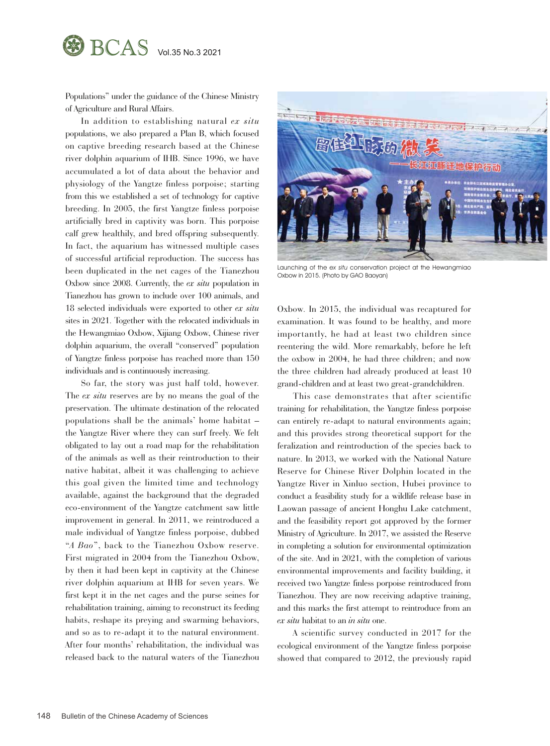Populations" under the guidance of the Chinese Ministry of Agriculture and Rural Affairs.

In addition to establishing natural *ex situ* populations, we also prepared a Plan B, which focused on captive breeding research based at the Chinese river dolphin aquarium of IHB. Since 1996, we have accumulated a lot of data about the behavior and physiology of the Yangtze finless porpoise; starting from this we established a set of technology for captive breeding. In 2005, the first Yangtze finless porpoise artificially bred in captivity was born. This porpoise calf grew healthily, and bred offspring subsequently. In fact, the aquarium has witnessed multiple cases of successful artificial reproduction. The success has been duplicated in the net cages of the Tianezhou Oxbow since 2008. Currently, the *ex situ* population in Tianezhou has grown to include over 100 animals, and 18 selected individuals were exported to other *ex situ* sites in 2021. Together with the relocated individuals in the Hewangmiao Oxbow, Xijiang Oxbow, Chinese river dolphin aquarium, the overall "conserved" population of Yangtze finless porpoise has reached more than 150 individuals and is continuously increasing.

So far, the story was just half told, however. The *ex situ* reserves are by no means the goal of the preservation. The ultimate destination of the relocated populations shall be the animals' home habitat – the Yangtze River where they can surf freely. We felt obligated to lay out a road map for the rehabilitation of the animals as well as their reintroduction to their native habitat, albeit it was challenging to achieve this goal given the limited time and technology available, against the background that the degraded eco-environment of the Yangtze catchment saw little improvement in general. In 2011, we reintroduced a male individual of Yangtze finless porpoise, dubbed "*A Bao*", back to the Tianezhou Oxbow reserve. First migrated in 2004 from the Tianezhou Oxbow, by then it had been kept in captivity at the Chinese river dolphin aquarium at IHB for seven years. We first kept it in the net cages and the purse seines for rehabilitation training, aiming to reconstruct its feeding habits, reshape its preying and swarming behaviors, and so as to re-adapt it to the natural environment. After four months' rehabilitation, the individual was released back to the natural waters of the Tianezhou Oxbow. In 2015, the individual was recaptured for examination. It was found to be healthy, and more importantly, he had at least two children since reentering the wild. More remarkably, before he left the oxbow in 2004, he had three children; and now the three children had already produced at least 10 grand-children and at least two great-grandchildren.

Launching of the *ex situ* conservation project at the Hewangmiao Oxbow in 2015. (Photo by GAO Baoyan)

This case demonstrates that after scientific training for rehabilitation, the Yangtze finless porpoise can entirely re-adapt to natural environments again; and this provides strong theoretical support for the feralization and reintroduction of the species back to nature. In 2013, we worked with the National Nature Reserve for Chinese River Dolphin located in the Yangtze River in Xinluo section, Hubei province to conduct a feasibility study for a wildlife release base in Laowan passage of ancient Honghu Lake catchment, and the feasibility report got approved by the former Ministry of Agriculture. In 2017, we assisted the Reserve in completing a solution for environmental optimization of the site. And in 2021, with the completion of various environmental improvements and facility building, it received two Yangtze finless porpoise reintroduced from Tianezhou. They are now receiving adaptive training, and this marks the first attempt to reintroduce from an *ex situ* habitat to an *in situ* one.

A scientific survey conducted in 2017 for the ecological environment of the Yangtze finless porpoise showed that compared to 2012, the previously rapid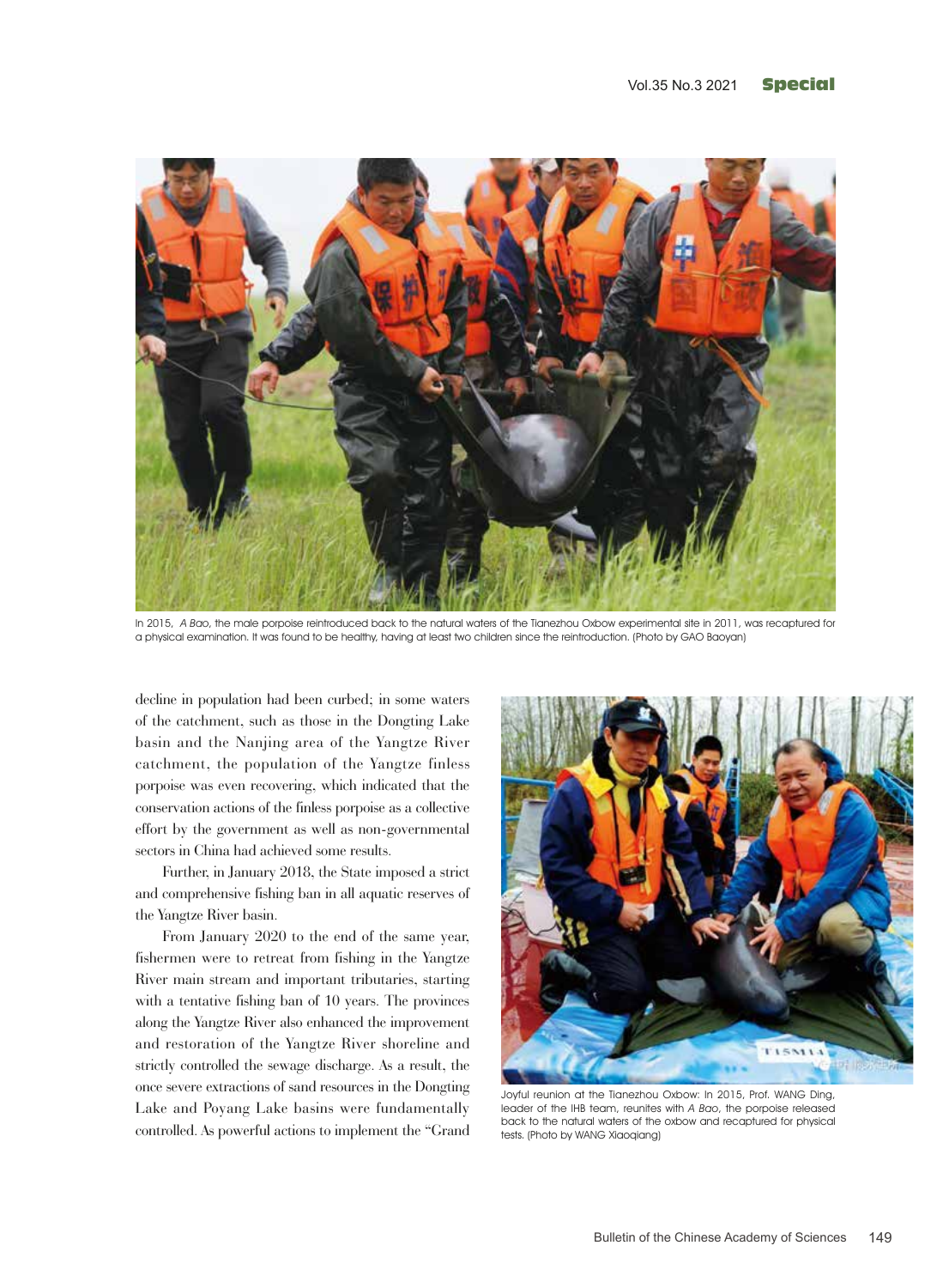In 2015, *A Bao*, the male porpoise reintroduced back to the natural waters of the Tianezhou Oxbow experimental site in 2011, was recaptured for a physical examination. It was found to be healthy, having at least two children since the reintroduction. (Photo by GAO Baoyan)

decline in population had been curbed; in some waters of the catchment, such as those in the Dongting Lake basin and the Nanjing area of the Yangtze River catchment, the population of the Yangtze finless porpoise was even recovering, which indicated that the conservation actions of the finless porpoise as a collective effort by the government as well as non-governmental sectors in China had achieved some results.

Further, in January 2018, the State imposed a strict and comprehensive fishing ban in all aquatic reserves of the Yangtze River basin.

From January 2020 to the end of the same year, fishermen were to retreat from fishing in the Yangtze River main stream and important tributaries, starting with a tentative fishing ban of 10 years. The provinces along the Yangtze River also enhanced the improvement and restoration of the Yangtze River shoreline and strictly controlled the sewage discharge. As a result, the once severe extractions of sand resources in the Dongting Lake and Poyang Lake basins were fundamentally controlled. As powerful actions to implement the "Grand

Joyful reunion at the Tianezhou Oxbow: In 2015, Prof. WANG Ding, leader of the IHB team, reunites with *A Bao*, the porpoise released back to the natural waters of the oxbow and recaptured for physical tests. (Photo by WANG Xiaoqiang)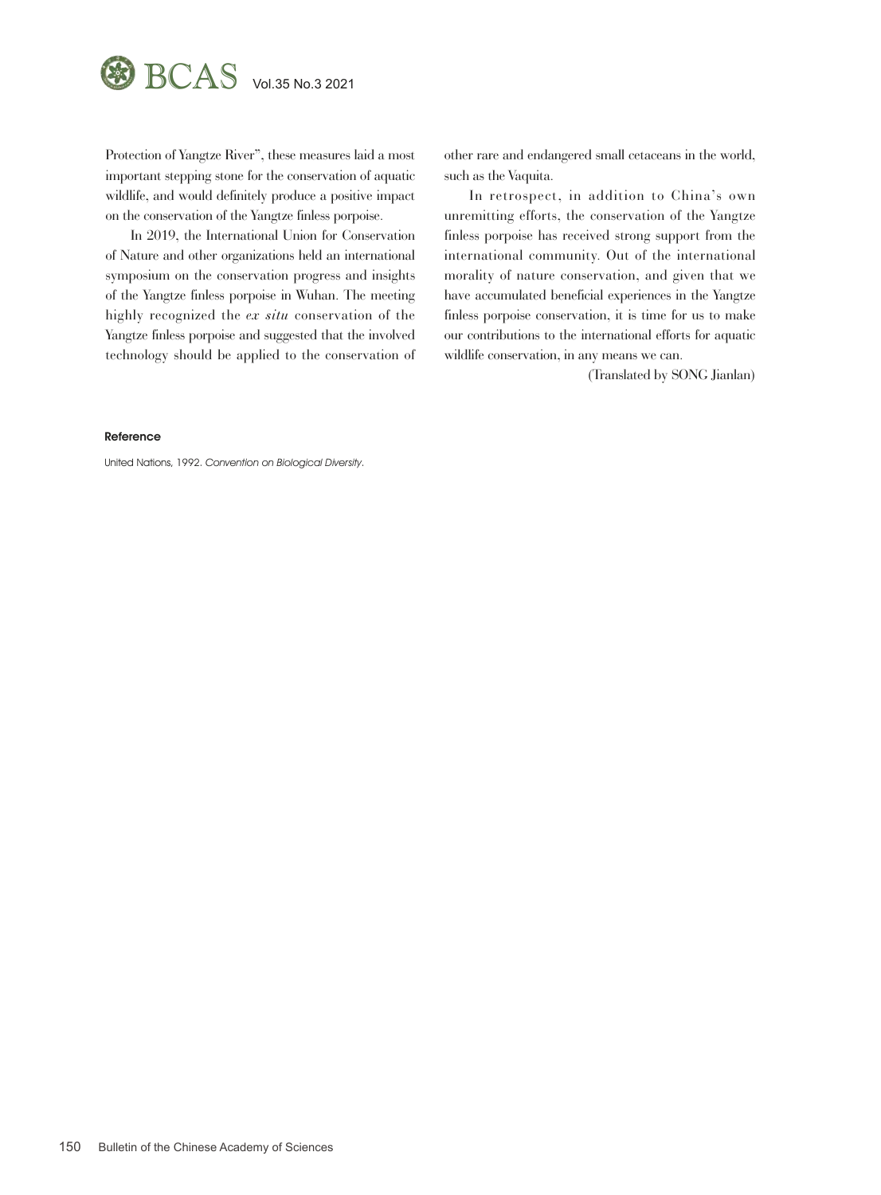Protection of Yangtze River", these measures laid a most important stepping stone for the conservation of aquatic wildlife, and would definitely produce a positive impact on the conservation of the Yangtze finless porpoise.

In 2019, the International Union for Conservation of Nature and other organizations held an international symposium on the conservation progress and insights of the Yangtze finless porpoise in Wuhan. The meeting highly recognized the *ex situ* conservation of the Yangtze finless porpoise and suggested that the involved technology should be applied to the conservation of other rare and endangered small cetaceans in the world, such as the Vaquita.

In retrospect, in addition to China's own unremitting efforts, the conservation of the Yangtze finless porpoise has received strong support from the international community. Out of the international morality of nature conservation, and given that we have accumulated beneficial experiences in the Yangtze finless porpoise conservation, it is time for us to make our contributions to the international efforts for aquatic wildlife conservation, in any means we can.

(Translated by SONG Jianlan)

## Reference

United Nations, 1992. *Convention on Biological Diversity*.